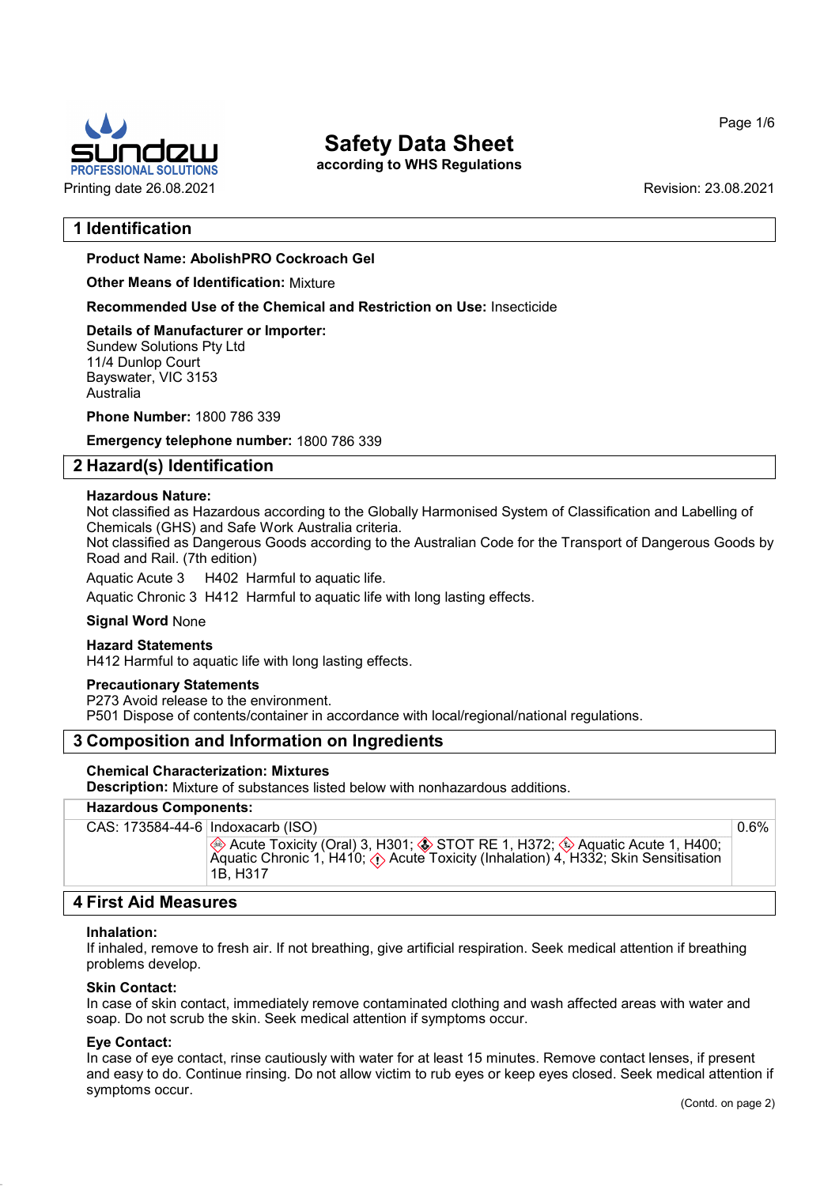# Safety Data Sheet

according to WHS Regulations

Printing date 26.08.2021

Revision: 23.08.2021

## 1 Identification

**Product Name: AbolishPRO Cockroach Gel**

**Other Means of Identification:** Mixture

**Recommended Use of the Chemical and Restriction on Use:** Insecticide

**Details of Manufacturer or Importer:**
Sundew Solutions Pty Ltd
11/4 Dunlop Court
Bayswater, VIC 3153
Australia

**Phone Number:** 1800 786 339

**Emergency telephone number:** 1800 786 339

## 2 Hazard(s) Identification

**Hazardous Nature:**
Not classified as Hazardous according to the Globally Harmonised System of Classification and Labelling of Chemicals (GHS) and Safe Work Australia criteria.
Not classified as Dangerous Goods according to the Australian Code for the Transport of Dangerous Goods by Road and Rail. (7th edition)

Aquatic Acute 3 H402 Harmful to aquatic life.

Aquatic Chronic 3 H412 Harmful to aquatic life with long lasting effects.

**Signal Word** None

**Hazard Statements**
H412 Harmful to aquatic life with long lasting effects.

**Precautionary Statements**
P273 Avoid release to the environment.
P501 Dispose of contents/container in accordance with local/regional/national regulations.

## 3 Composition and Information on Ingredients

**Chemical Characterization: Mixtures**
**Description:** Mixture of substances listed below with nonhazardous additions.

| **Hazardous Components:** | | |
|---|---|---|
| CAS: 173584-44-6 | Indoxacarb (ISO) | 0.6% |
| | Acute Toxicity (Oral) 3, H301; STOT RE 1, H372; Aquatic Acute 1, H400; Aquatic Chronic 1, H410; Acute Toxicity (Inhalation) 4, H332; Skin Sensitisation 1B, H317 | |

## 4 First Aid Measures

**Inhalation:**
If inhaled, remove to fresh air. If not breathing, give artificial respiration. Seek medical attention if breathing problems develop.

**Skin Contact:**
In case of skin contact, immediately remove contaminated clothing and wash affected areas with water and soap. Do not scrub the skin. Seek medical attention if symptoms occur.

**Eye Contact:**
In case of eye contact, rinse cautiously with water for at least 15 minutes. Remove contact lenses, if present and easy to do. Continue rinsing. Do not allow victim to rub eyes or keep eyes closed. Seek medical attention if symptoms occur.

(Contd. on page 2)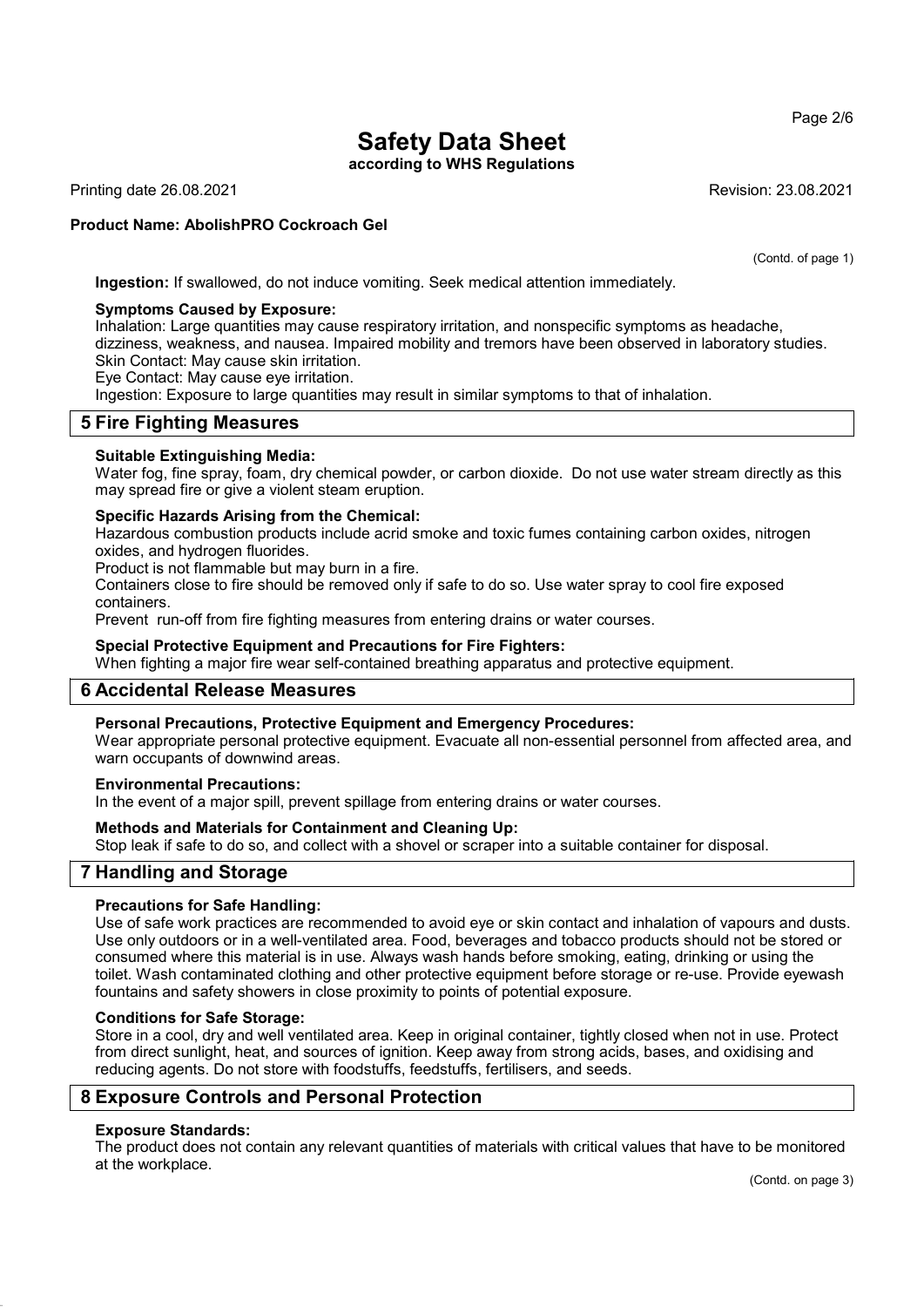**Ingestion:** If swallowed, do not induce vomiting. Seek medical attention immediately.

**Symptoms Caused by Exposure:**
Inhalation: Large quantities may cause respiratory irritation, and nonspecific symptoms as headache, dizziness, weakness, and nausea. Impaired mobility and tremors have been observed in laboratory studies.
Skin Contact: May cause skin irritation.
Eye Contact: May cause eye irritation.
Ingestion: Exposure to large quantities may result in similar symptoms to that of inhalation.

## 5 Fire Fighting Measures

**Suitable Extinguishing Media:**
Water fog, fine spray, foam, dry chemical powder, or carbon dioxide. Do not use water stream directly as this may spread fire or give a violent steam eruption.

**Specific Hazards Arising from the Chemical:**
Hazardous combustion products include acrid smoke and toxic fumes containing carbon oxides, nitrogen oxides, and hydrogen fluorides.
Product is not flammable but may burn in a fire.
Containers close to fire should be removed only if safe to do so. Use water spray to cool fire exposed containers.
Prevent run-off from fire fighting measures from entering drains or water courses.

**Special Protective Equipment and Precautions for Fire Fighters:**
When fighting a major fire wear self-contained breathing apparatus and protective equipment.

## 6 Accidental Release Measures

**Personal Precautions, Protective Equipment and Emergency Procedures:**
Wear appropriate personal protective equipment. Evacuate all non-essential personnel from affected area, and warn occupants of downwind areas.

**Environmental Precautions:**
In the event of a major spill, prevent spillage from entering drains or water courses.

**Methods and Materials for Containment and Cleaning Up:**
Stop leak if safe to do so, and collect with a shovel or scraper into a suitable container for disposal.

## 7 Handling and Storage

**Precautions for Safe Handling:**
Use of safe work practices are recommended to avoid eye or skin contact and inhalation of vapours and dusts. Use only outdoors or in a well-ventilated area. Food, beverages and tobacco products should not be stored or consumed where this material is in use. Always wash hands before smoking, eating, drinking or using the toilet. Wash contaminated clothing and other protective equipment before storage or re-use. Provide eyewash fountains and safety showers in close proximity to points of potential exposure.

**Conditions for Safe Storage:**
Store in a cool, dry and well ventilated area. Keep in original container, tightly closed when not in use. Protect from direct sunlight, heat, and sources of ignition. Keep away from strong acids, bases, and oxidising and reducing agents. Do not store with foodstuffs, feedstuffs, fertilisers, and seeds.

## 8 Exposure Controls and Personal Protection

**Exposure Standards:**
The product does not contain any relevant quantities of materials with critical values that have to be monitored at the workplace.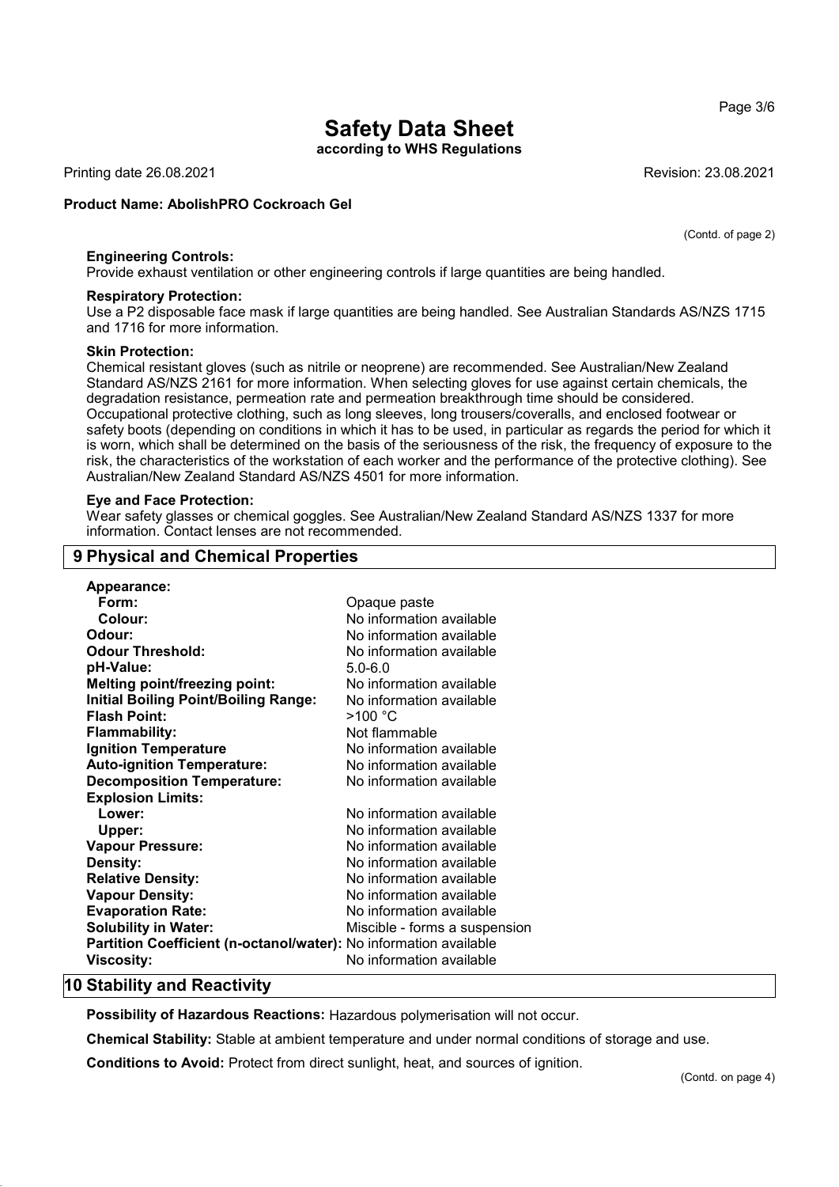(Contd. of page 2)

**Engineering Controls:**
Provide exhaust ventilation or other engineering controls if large quantities are being handled.

**Respiratory Protection:**
Use a P2 disposable face mask if large quantities are being handled. See Australian Standards AS/NZS 1715 and 1716 for more information.

**Skin Protection:**
Chemical resistant gloves (such as nitrile or neoprene) are recommended. See Australian/New Zealand Standard AS/NZS 2161 for more information. When selecting gloves for use against certain chemicals, the degradation resistance, permeation rate and permeation breakthrough time should be considered.
Occupational protective clothing, such as long sleeves, long trousers/coveralls, and enclosed footwear or safety boots (depending on conditions in which it has to be used, in particular as regards the period for which it is worn, which shall be determined on the basis of the seriousness of the risk, the frequency of exposure to the risk, the characteristics of the workstation of each worker and the performance of the protective clothing). See Australian/New Zealand Standard AS/NZS 4501 for more information.

**Eye and Face Protection:**
Wear safety glasses or chemical goggles. See Australian/New Zealand Standard AS/NZS 1337 for more information. Contact lenses are not recommended.

## 9 Physical and Chemical Properties

| Property | Value |
|---|---|
| **Appearance:** | |
| **Form:** | Opaque paste |
| **Colour:** | No information available |
| **Odour:** | No information available |
| **Odour Threshold:** | No information available |
| **pH-Value:** | 5.0-6.0 |
| **Melting point/freezing point:** | No information available |
| **Initial Boiling Point/Boiling Range:** | No information available |
| **Flash Point:** | >100 °C |
| **Flammability:** | Not flammable |
| **Ignition Temperature** | No information available |
| **Auto-ignition Temperature:** | No information available |
| **Decomposition Temperature:** | No information available |
| **Explosion Limits:** | |
| **Lower:** | No information available |
| **Upper:** | No information available |
| **Vapour Pressure:** | No information available |
| **Density:** | No information available |
| **Relative Density:** | No information available |
| **Vapour Density:** | No information available |
| **Evaporation Rate:** | No information available |
| **Solubility in Water:** | Miscible - forms a suspension |
| **Partition Coefficient (n-octanol/water):** | No information available |
| **Viscosity:** | No information available |

## 10 Stability and Reactivity

**Possibility of Hazardous Reactions:** Hazardous polymerisation will not occur.

**Chemical Stability:** Stable at ambient temperature and under normal conditions of storage and use.

**Conditions to Avoid:** Protect from direct sunlight, heat, and sources of ignition.

(Contd. on page 4)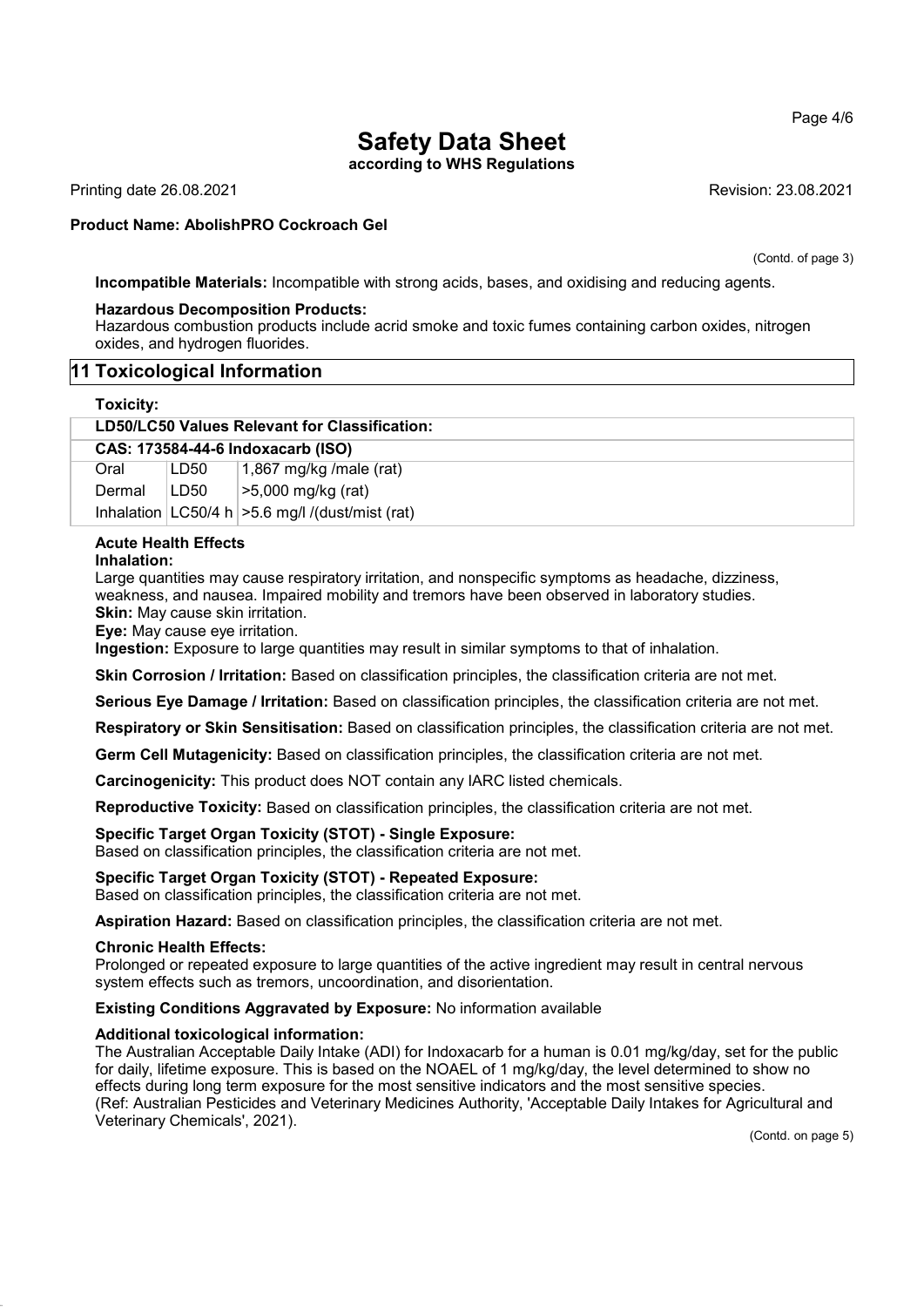(Contd. of page 3)

**Incompatible Materials:** Incompatible with strong acids, bases, and oxidising and reducing agents.

**Hazardous Decomposition Products:**
Hazardous combustion products include acrid smoke and toxic fumes containing carbon oxides, nitrogen oxides, and hydrogen fluorides.

## 11 Toxicological Information

**Toxicity:**

| LD50/LC50 Values Relevant for Classification: | | |
|---|---|---|
| **CAS: 173584-44-6 Indoxacarb (ISO)** | | |
| Oral | LD50 | 1,867 mg/kg /male (rat) |
| Dermal | LD50 | >5,000 mg/kg (rat) |
| Inhalation | LC50/4 h | >5.6 mg/l /(dust/mist (rat) |

**Acute Health Effects**

**Inhalation:**
Large quantities may cause respiratory irritation, and nonspecific symptoms as headache, dizziness, weakness, and nausea. Impaired mobility and tremors have been observed in laboratory studies.
**Skin:** May cause skin irritation.
**Eye:** May cause eye irritation.
**Ingestion:** Exposure to large quantities may result in similar symptoms to that of inhalation.

**Skin Corrosion / Irritation:** Based on classification principles, the classification criteria are not met.

**Serious Eye Damage / Irritation:** Based on classification principles, the classification criteria are not met.

**Respiratory or Skin Sensitisation:** Based on classification principles, the classification criteria are not met.

**Germ Cell Mutagenicity:** Based on classification principles, the classification criteria are not met.

**Carcinogenicity:** This product does NOT contain any IARC listed chemicals.

**Reproductive Toxicity:** Based on classification principles, the classification criteria are not met.

**Specific Target Organ Toxicity (STOT) - Single Exposure:**
Based on classification principles, the classification criteria are not met.

**Specific Target Organ Toxicity (STOT) - Repeated Exposure:**
Based on classification principles, the classification criteria are not met.

**Aspiration Hazard:** Based on classification principles, the classification criteria are not met.

**Chronic Health Effects:**
Prolonged or repeated exposure to large quantities of the active ingredient may result in central nervous system effects such as tremors, uncoordination, and disorientation.

**Existing Conditions Aggravated by Exposure:** No information available

**Additional toxicological information:**
The Australian Acceptable Daily Intake (ADI) for Indoxacarb for a human is 0.01 mg/kg/day, set for the public for daily, lifetime exposure. This is based on the NOAEL of 1 mg/kg/day, the level determined to show no effects during long term exposure for the most sensitive indicators and the most sensitive species.
(Ref: Australian Pesticides and Veterinary Medicines Authority, 'Acceptable Daily Intakes for Agricultural and Veterinary Chemicals', 2021).

(Contd. on page 5)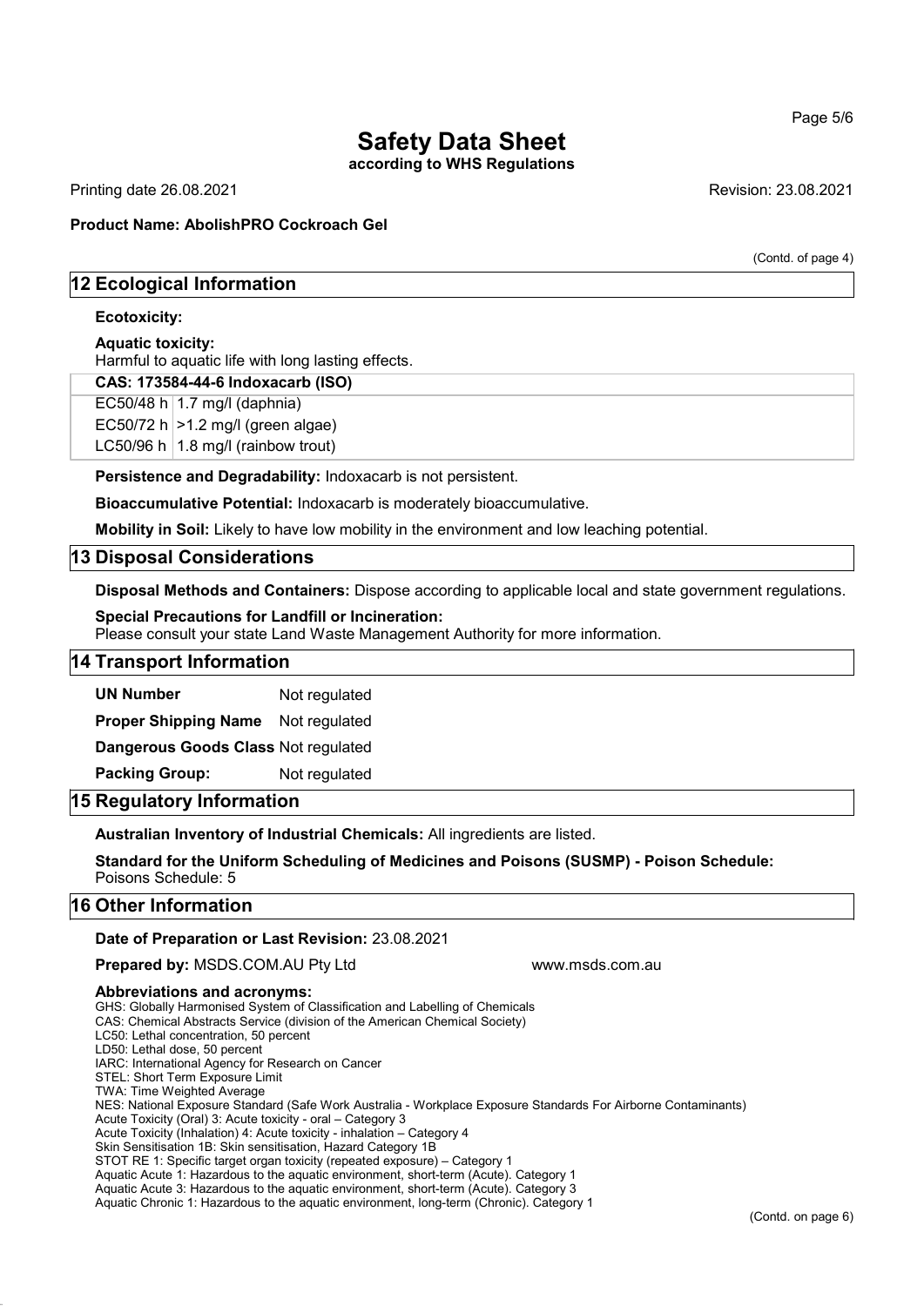# Safety Data Sheet

**according to WHS Regulations**

Printing date 26.08.2021 Revision: 23.08.2021

**Product Name: AbolishPRO Cockroach Gel**

(Contd. of page 4)

## 12 Ecological Information

**Ecotoxicity:**

**Aquatic toxicity:**
Harmful to aquatic life with long lasting effects.

| CAS: 173584-44-6 Indoxacarb (ISO) | |
|---|---|
| EC50/48 h | 1.7 mg/l (daphnia) |
| EC50/72 h | >1.2 mg/l (green algae) |
| LC50/96 h | 1.8 mg/l (rainbow trout) |

**Persistence and Degradability:** Indoxacarb is not persistent.

**Bioaccumulative Potential:** Indoxacarb is moderately bioaccumulative.

**Mobility in Soil:** Likely to have low mobility in the environment and low leaching potential.

## 13 Disposal Considerations

**Disposal Methods and Containers:** Dispose according to applicable local and state government regulations.

**Special Precautions for Landfill or Incineration:**
Please consult your state Land Waste Management Authority for more information.

## 14 Transport Information

**UN Number** Not regulated

**Proper Shipping Name** Not regulated

**Dangerous Goods Class** Not regulated

**Packing Group:** Not regulated

## 15 Regulatory Information

**Australian Inventory of Industrial Chemicals:** All ingredients are listed.

**Standard for the Uniform Scheduling of Medicines and Poisons (SUSMP) - Poison Schedule:**
Poisons Schedule: 5

## 16 Other Information

**Date of Preparation or Last Revision:** 23.08.2021

**Prepared by:** MSDS.COM.AU Pty Ltd www.msds.com.au

**Abbreviations and acronyms:**
GHS: Globally Harmonised System of Classification and Labelling of Chemicals
CAS: Chemical Abstracts Service (division of the American Chemical Society)
LC50: Lethal concentration, 50 percent
LD50: Lethal dose, 50 percent
IARC: International Agency for Research on Cancer
STEL: Short Term Exposure Limit
TWA: Time Weighted Average
NES: National Exposure Standard (Safe Work Australia - Workplace Exposure Standards For Airborne Contaminants)
Acute Toxicity (Oral) 3: Acute toxicity - oral – Category 3
Acute Toxicity (Inhalation) 4: Acute toxicity - inhalation – Category 4
Skin Sensitisation 1B: Skin sensitisation, Hazard Category 1B
STOT RE 1: Specific target organ toxicity (repeated exposure) – Category 1
Aquatic Acute 1: Hazardous to the aquatic environment, short-term (Acute). Category 1
Aquatic Acute 3: Hazardous to the aquatic environment, short-term (Acute). Category 3
Aquatic Chronic 1: Hazardous to the aquatic environment, long-term (Chronic). Category 1

(Contd. on page 6)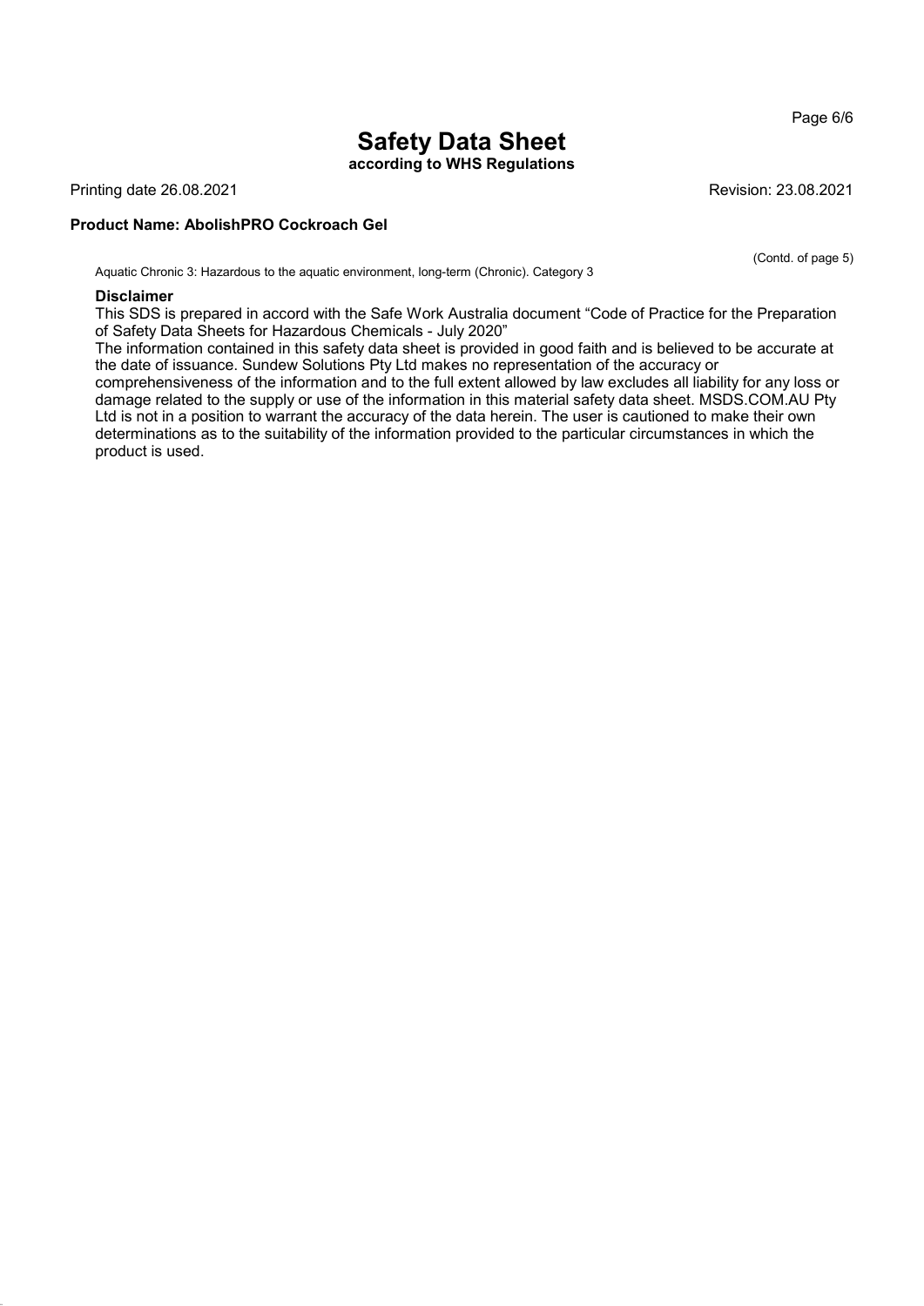Aquatic Chronic 3: Hazardous to the aquatic environment, long-term (Chronic). Category 3

**Disclaimer**

This SDS is prepared in accord with the Safe Work Australia document "Code of Practice for the Preparation of Safety Data Sheets for Hazardous Chemicals - July 2020"

The information contained in this safety data sheet is provided in good faith and is believed to be accurate at the date of issuance. Sundew Solutions Pty Ltd makes no representation of the accuracy or comprehensiveness of the information and to the full extent allowed by law excludes all liability for any loss or damage related to the supply or use of the information in this material safety data sheet. MSDS.COM.AU Pty Ltd is not in a position to warrant the accuracy of the data herein. The user is cautioned to make their own determinations as to the suitability of the information provided to the particular circumstances in which the product is used.